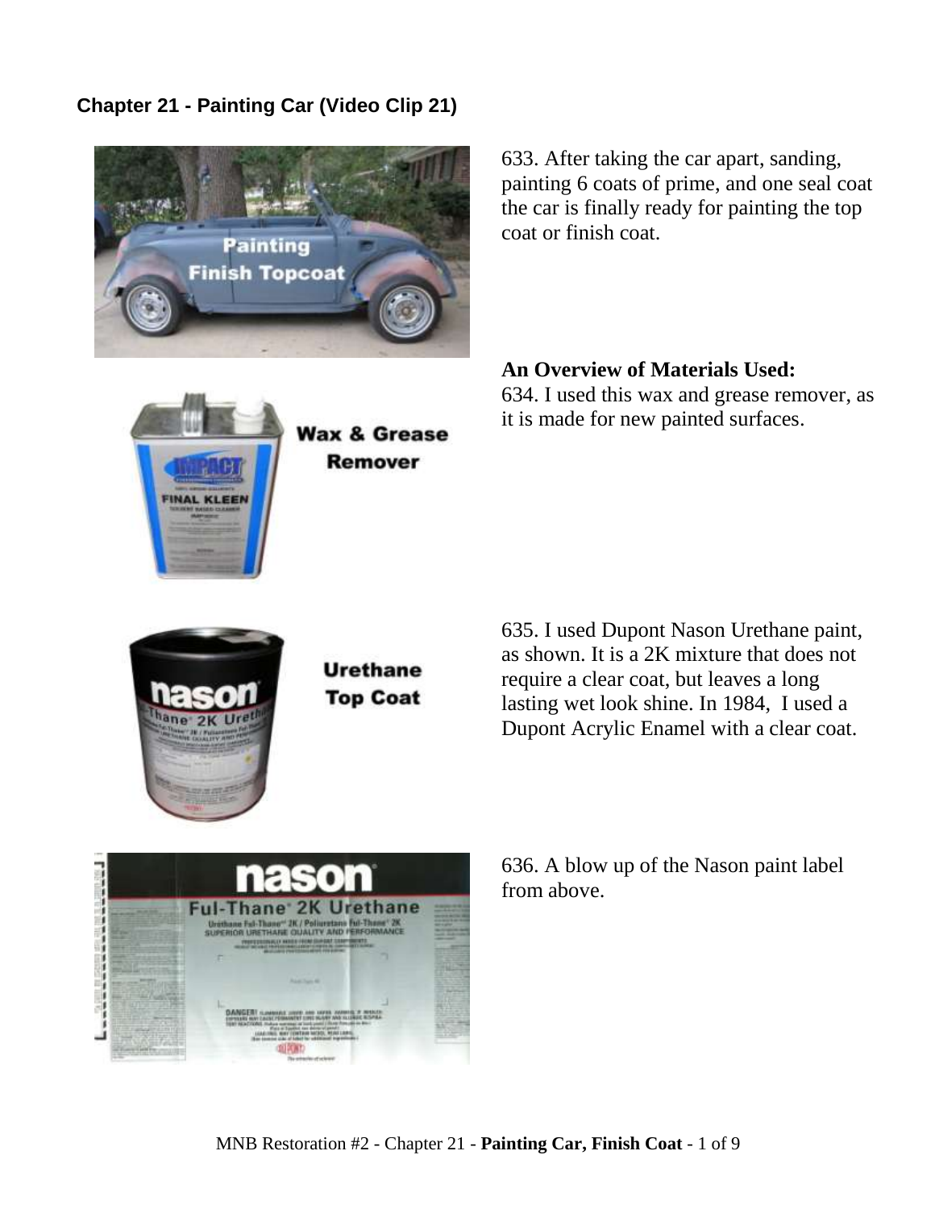## Chapter 21 - Painting Car (Video Clip 21)

633. After taking the car apart, sanding, painting 6 coats of prime, and one seal coat the car is finally ready for painting the top coat or finish coat.

**An Overview of Materials Used:**

634. I used this wax and grease remover, as it is made for new painted surfaces.

635. I used Dupont Nason Urethane paint, as shown. It is a 2K mixture that does not require a clear coat, but leaves a long lasting wet look shine. In 1984, I used a Dupont Acrylic Enamel with a clear coat.

636. A blow up of the Nason paint label from above.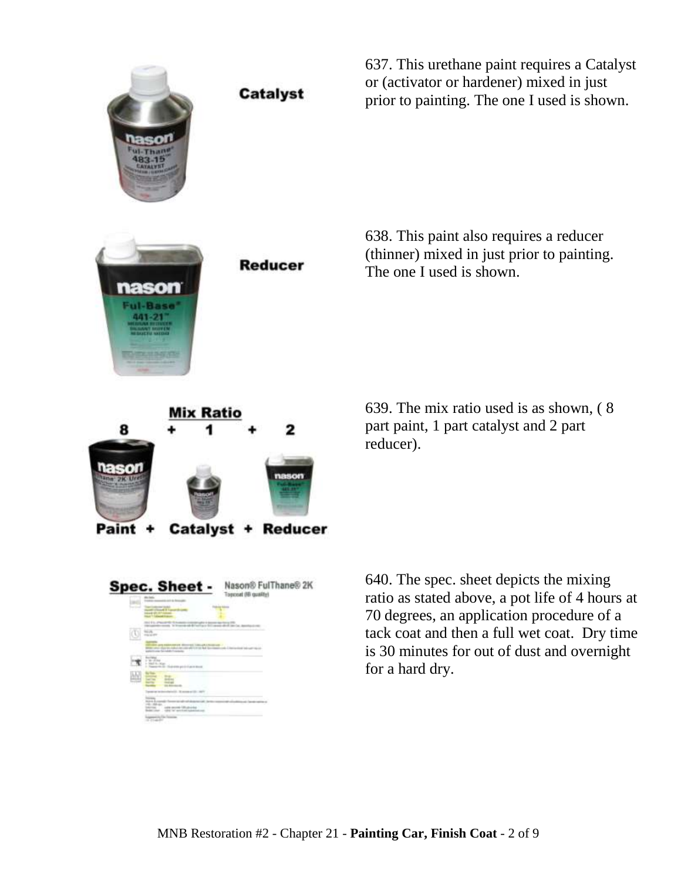Catalyst

637. This urethane paint requires a Catalyst or (activator or hardener) mixed in just prior to painting. The one I used is shown.

Reducer

638. This paint also requires a reducer (thinner) mixed in just prior to painting. The one I used is shown.

**Mix Ratio**

8 + 1 + 2

Paint + Catalyst + Reducer

639. The mix ratio used is as shown, ( 8 part paint, 1 part catalyst and 2 part reducer).

**Spec. Sheet -** Nason® FulThane® 2K Topcoat (IB quality)

640. The spec. sheet depicts the mixing ratio as stated above, a pot life of 4 hours at 70 degrees, an application procedure of a tack coat and then a full wet coat. Dry time is 30 minutes for out of dust and overnight for a hard dry.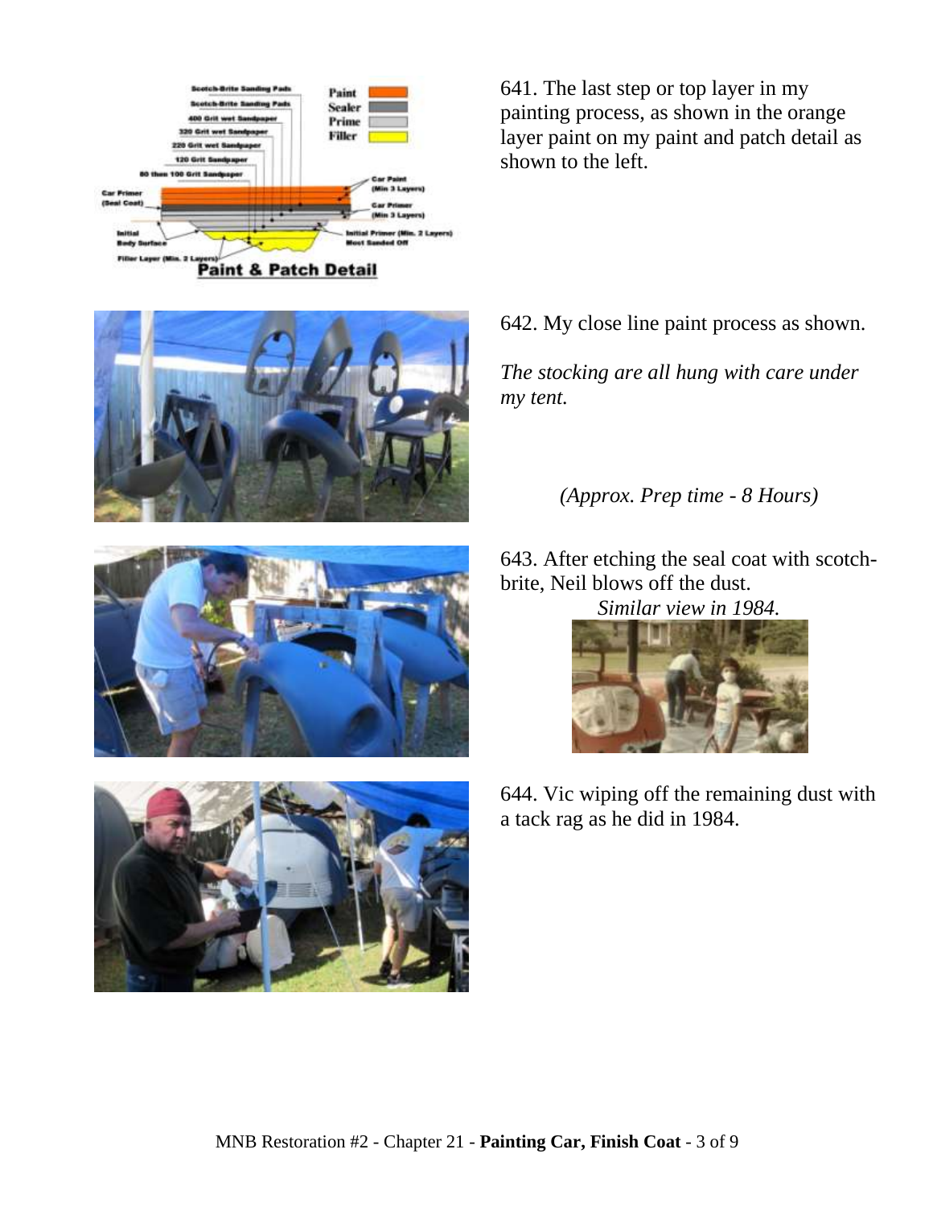641. The last step or top layer in my painting process, as shown in the orange layer paint on my paint and patch detail as shown to the left.

642. My close line paint process as shown.

*The stocking are all hung with care under my tent.*

*(Approx. Prep time - 8 Hours)*

643. After etching the seal coat with scotch-brite, Neil blows off the dust.

*Similar view in 1984.*

644. Vic wiping off the remaining dust with a tack rag as he did in 1984.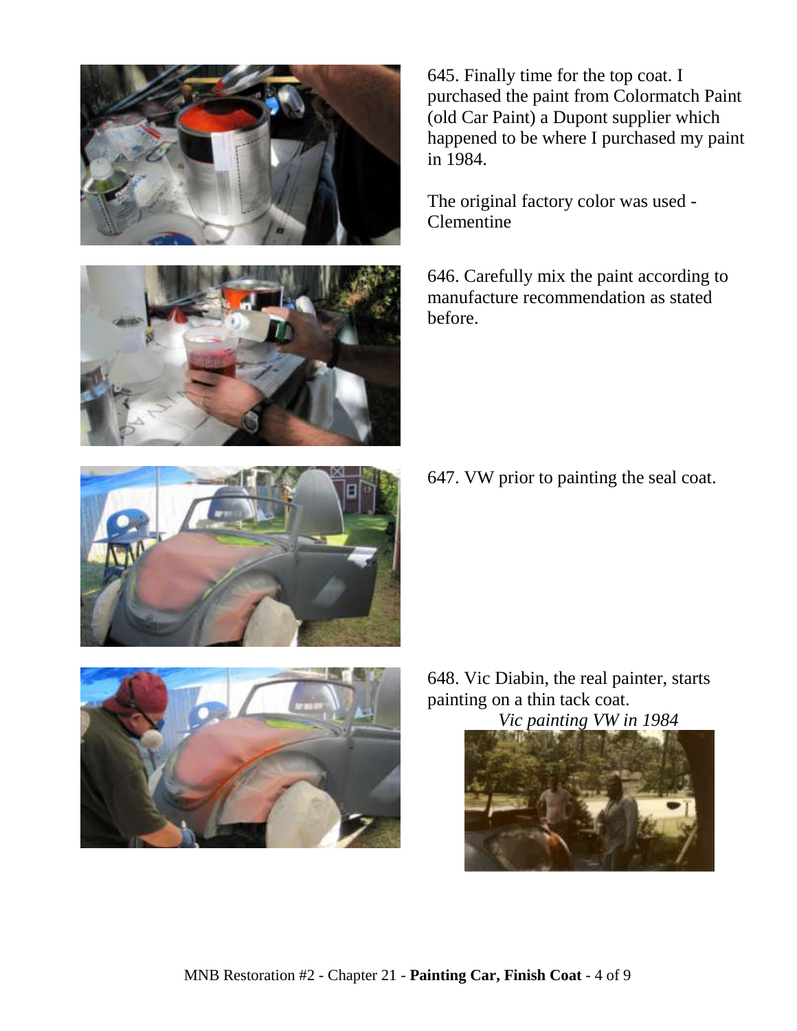645. Finally time for the top coat. I purchased the paint from Colormatch Paint (old Car Paint) a Dupont supplier which happened to be where I purchased my paint in 1984.

The original factory color was used - Clementine

646. Carefully mix the paint according to manufacture recommendation as stated before.

647. VW prior to painting the seal coat.

648. Vic Diabin, the real painter, starts painting on a thin tack coat.

*Vic painting VW in 1984*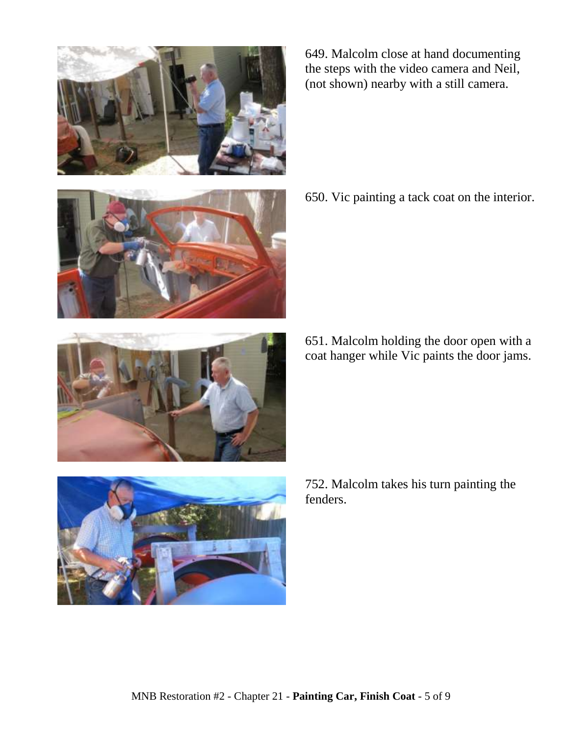649. Malcolm close at hand documenting the steps with the video camera and Neil, (not shown) nearby with a still camera.

650. Vic painting a tack coat on the interior.

651. Malcolm holding the door open with a coat hanger while Vic paints the door jams.

752. Malcolm takes his turn painting the fenders.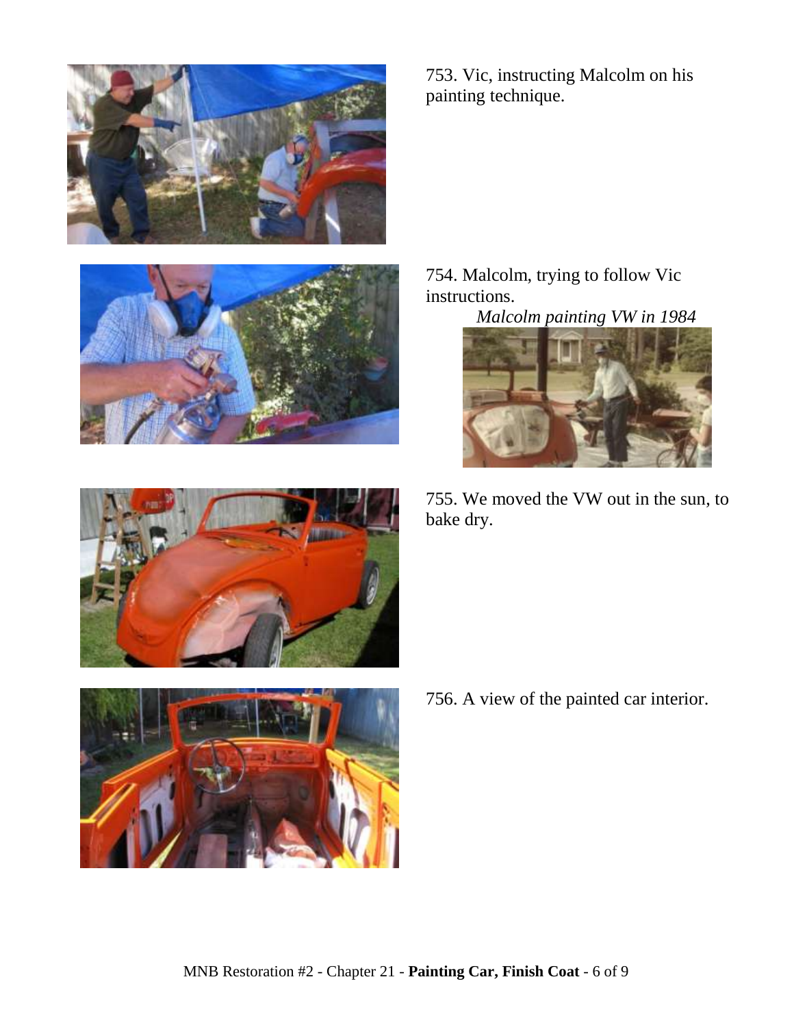753. Vic, instructing Malcolm on his painting technique.

754. Malcolm, trying to follow Vic instructions.

*Malcolm painting VW in 1984*

755. We moved the VW out in the sun, to bake dry.

756. A view of the painted car interior.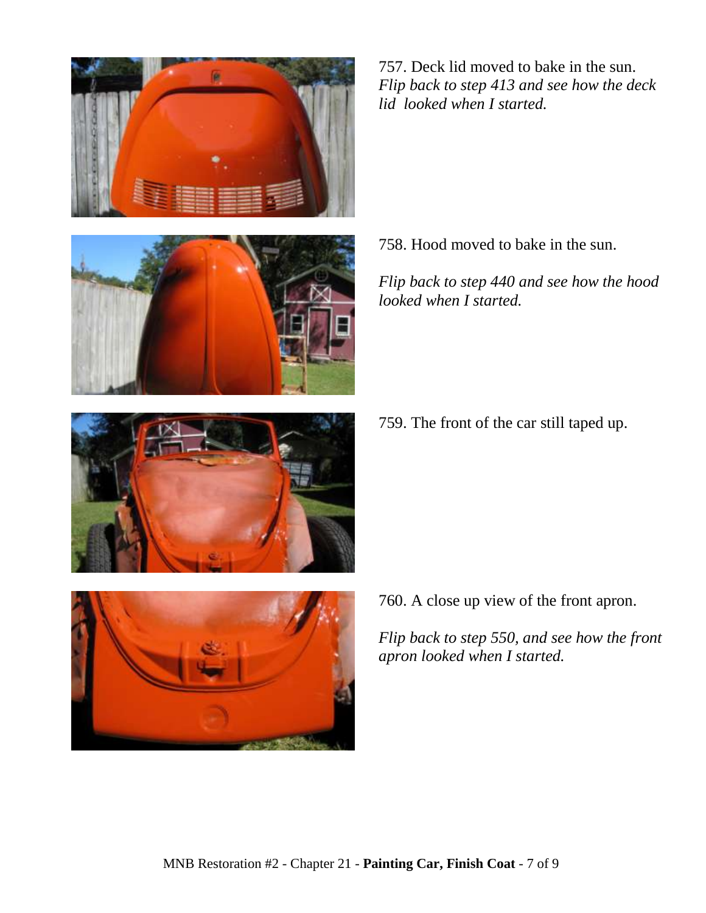757. Deck lid moved to bake in the sun.
*Flip back to step 413 and see how the deck lid looked when I started.*

758. Hood moved to bake in the sun.

*Flip back to step 440 and see how the hood looked when I started.*

759. The front of the car still taped up.

760. A close up view of the front apron.

*Flip back to step 550, and see how the front apron looked when I started.*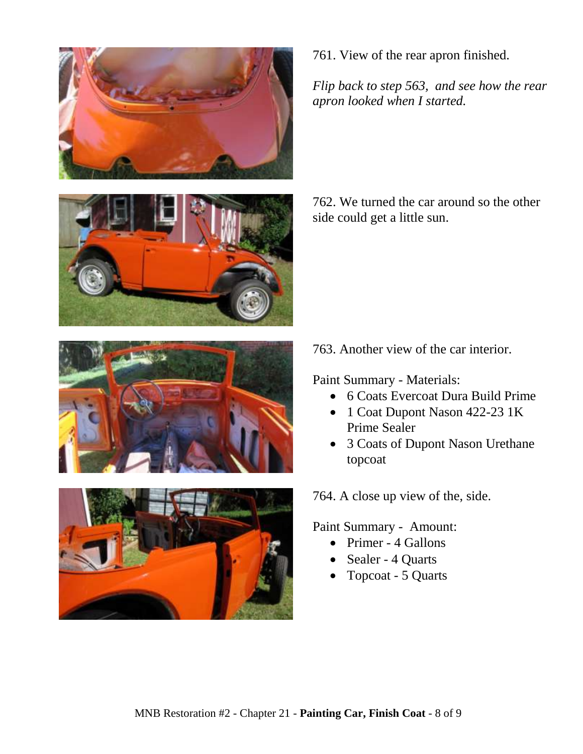761. View of the rear apron finished.

*Flip back to step 563, and see how the rear apron looked when I started.*

762. We turned the car around so the other side could get a little sun.

763. Another view of the car interior.

Paint Summary - Materials:

- 6 Coats Evercoat Dura Build Prime
- 1 Coat Dupont Nason 422-23 1K Prime Sealer
- 3 Coats of Dupont Nason Urethane topcoat

764. A close up view of the, side.

Paint Summary - Amount:

- Primer - 4 Gallons
- Sealer - 4 Quarts
- Topcoat - 5 Quarts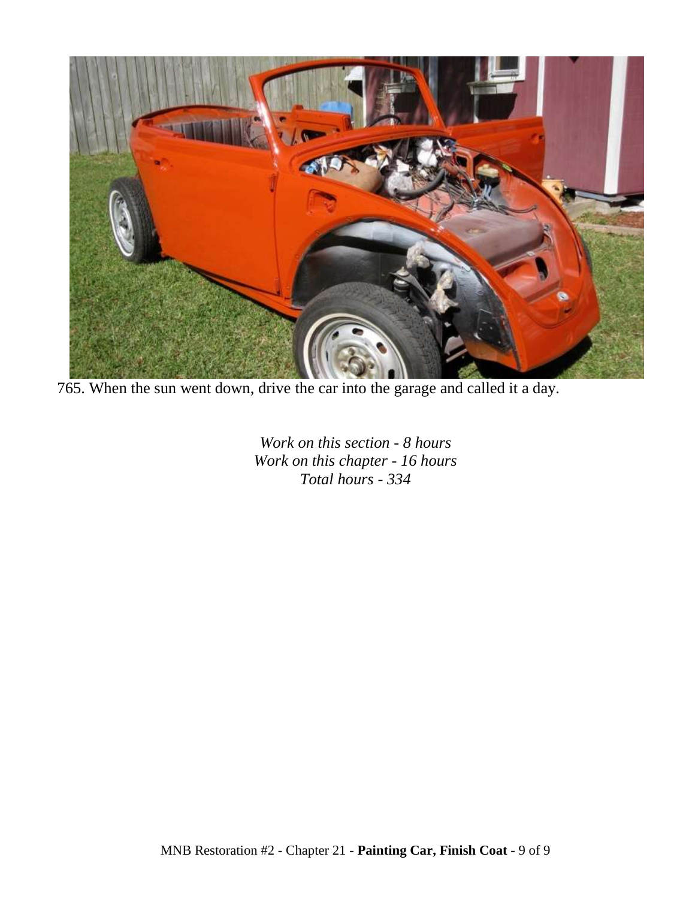765. When the sun went down, drive the car into the garage and called it a day.

*Work on this section - 8 hours*
*Work on this chapter - 16 hours*
*Total hours - 334*